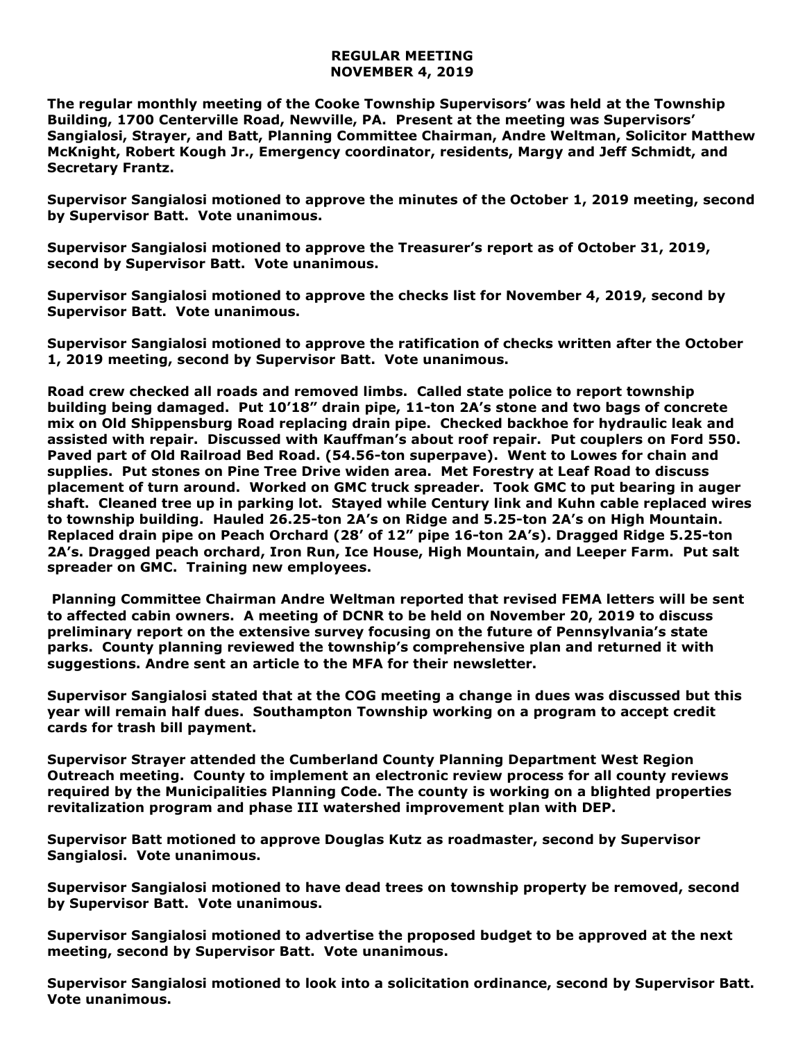# REGULAR MEETING
# NOVEMBER 4, 2019

**The regular monthly meeting of the Cooke Township Supervisors' was held at the Township Building, 1700 Centerville Road, Newville, PA. Present at the meeting was Supervisors' Sangialosi, Strayer, and Batt, Planning Committee Chairman, Andre Weltman, Solicitor Matthew McKnight, Robert Kough Jr., Emergency coordinator, residents, Margy and Jeff Schmidt, and Secretary Frantz.**

**Supervisor Sangialosi motioned to approve the minutes of the October 1, 2019 meeting, second by Supervisor Batt. Vote unanimous.**

**Supervisor Sangialosi motioned to approve the Treasurer's report as of October 31, 2019, second by Supervisor Batt. Vote unanimous.**

**Supervisor Sangialosi motioned to approve the checks list for November 4, 2019, second by Supervisor Batt. Vote unanimous.**

**Supervisor Sangialosi motioned to approve the ratification of checks written after the October 1, 2019 meeting, second by Supervisor Batt. Vote unanimous.**

**Road crew checked all roads and removed limbs. Called state police to report township building being damaged. Put 10'18" drain pipe, 11-ton 2A's stone and two bags of concrete mix on Old Shippensburg Road replacing drain pipe. Checked backhoe for hydraulic leak and assisted with repair. Discussed with Kauffman's about roof repair. Put couplers on Ford 550. Paved part of Old Railroad Bed Road. (54.56-ton superpave). Went to Lowes for chain and supplies. Put stones on Pine Tree Drive widen area. Met Forestry at Leaf Road to discuss placement of turn around. Worked on GMC truck spreader. Took GMC to put bearing in auger shaft. Cleaned tree up in parking lot. Stayed while Century link and Kuhn cable replaced wires to township building. Hauled 26.25-ton 2A's on Ridge and 5.25-ton 2A's on High Mountain. Replaced drain pipe on Peach Orchard (28' of 12" pipe 16-ton 2A's). Dragged Ridge 5.25-ton 2A's. Dragged peach orchard, Iron Run, Ice House, High Mountain, and Leeper Farm. Put salt spreader on GMC. Training new employees.**

**Planning Committee Chairman Andre Weltman reported that revised FEMA letters will be sent to affected cabin owners. A meeting of DCNR to be held on November 20, 2019 to discuss preliminary report on the extensive survey focusing on the future of Pennsylvania's state parks. County planning reviewed the township's comprehensive plan and returned it with suggestions. Andre sent an article to the MFA for their newsletter.**

**Supervisor Sangialosi stated that at the COG meeting a change in dues was discussed but this year will remain half dues. Southampton Township working on a program to accept credit cards for trash bill payment.**

**Supervisor Strayer attended the Cumberland County Planning Department West Region Outreach meeting. County to implement an electronic review process for all county reviews required by the Municipalities Planning Code. The county is working on a blighted properties revitalization program and phase III watershed improvement plan with DEP.**

**Supervisor Batt motioned to approve Douglas Kutz as roadmaster, second by Supervisor Sangialosi. Vote unanimous.**

**Supervisor Sangialosi motioned to have dead trees on township property be removed, second by Supervisor Batt. Vote unanimous.**

**Supervisor Sangialosi motioned to advertise the proposed budget to be approved at the next meeting, second by Supervisor Batt. Vote unanimous.**

**Supervisor Sangialosi motioned to look into a solicitation ordinance, second by Supervisor Batt. Vote unanimous.**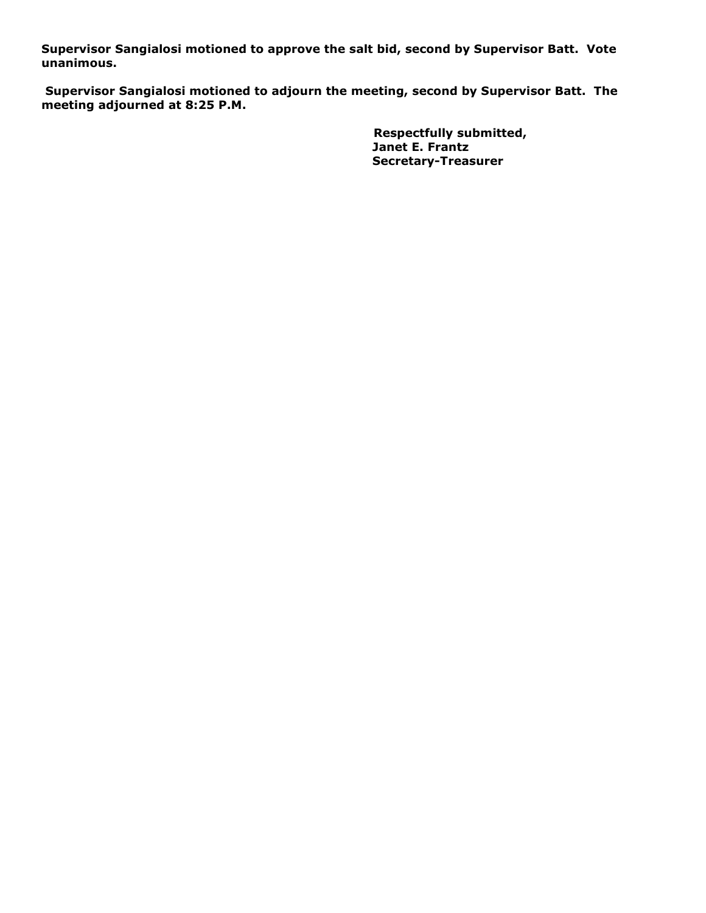**Supervisor Sangialosi motioned to approve the salt bid, second by Supervisor Batt. Vote unanimous.**

**Supervisor Sangialosi motioned to adjourn the meeting, second by Supervisor Batt. The meeting adjourned at 8:25 P.M.**

**Respectfully submitted,**
**Janet E. Frantz**
**Secretary-Treasurer**